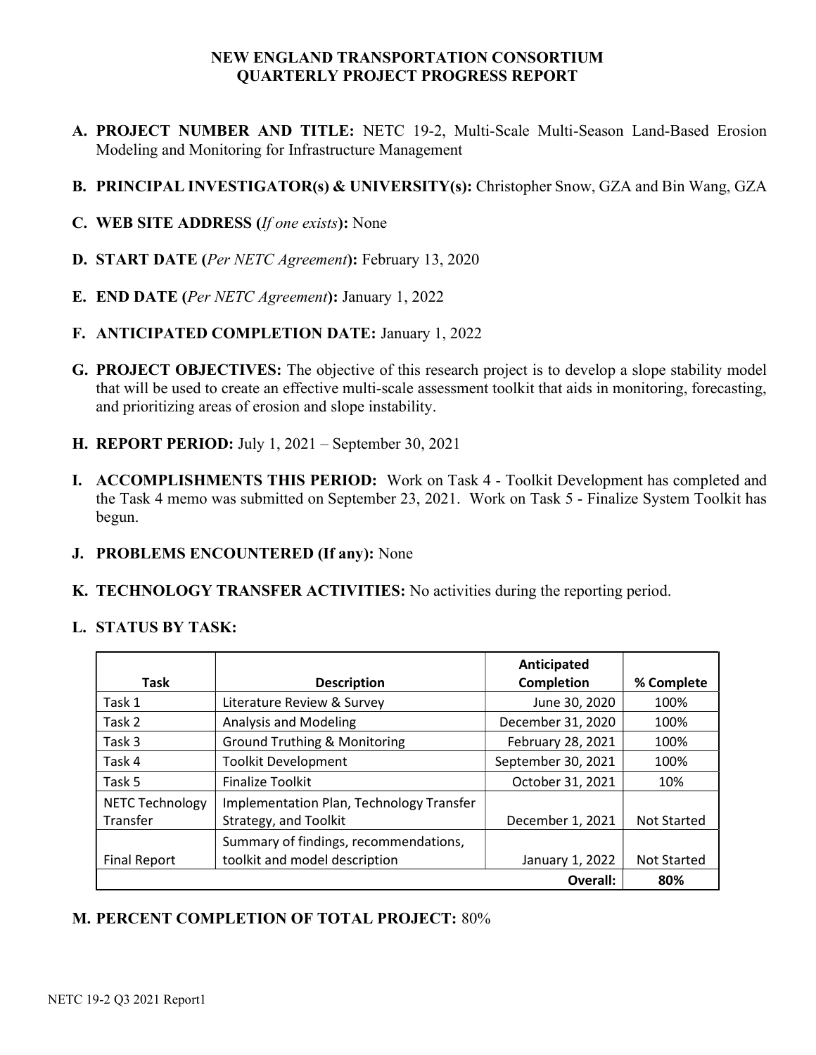# NEW ENGLAND TRANSPORTATION CONSORTIUM
# QUARTERLY PROJECT PROGRESS REPORT

**A. PROJECT NUMBER AND TITLE:** NETC 19-2, Multi-Scale Multi-Season Land-Based Erosion Modeling and Monitoring for Infrastructure Management

**B. PRINCIPAL INVESTIGATOR(s) & UNIVERSITY(s):** Christopher Snow, GZA and Bin Wang, GZA

**C. WEB SITE ADDRESS (*If one exists*):** None

**D. START DATE (*Per NETC Agreement*):** February 13, 2020

**E. END DATE (*Per NETC Agreement*):** January 1, 2022

**F. ANTICIPATED COMPLETION DATE:** January 1, 2022

**G. PROJECT OBJECTIVES:** The objective of this research project is to develop a slope stability model that will be used to create an effective multi-scale assessment toolkit that aids in monitoring, forecasting, and prioritizing areas of erosion and slope instability.

**H. REPORT PERIOD:** July 1, 2021 – September 30, 2021

**I. ACCOMPLISHMENTS THIS PERIOD:** Work on Task 4 - Toolkit Development has completed and the Task 4 memo was submitted on September 23, 2021. Work on Task 5 - Finalize System Toolkit has begun.

**J. PROBLEMS ENCOUNTERED (If any):** None

**K. TECHNOLOGY TRANSFER ACTIVITIES:** No activities during the reporting period.

**L. STATUS BY TASK:**

| Task | Description | Anticipated Completion | % Complete |
|---|---|---|---|
| Task 1 | Literature Review & Survey | June 30, 2020 | 100% |
| Task 2 | Analysis and Modeling | December 31, 2020 | 100% |
| Task 3 | Ground Truthing & Monitoring | February 28, 2021 | 100% |
| Task 4 | Toolkit Development | September 30, 2021 | 100% |
| Task 5 | Finalize Toolkit | October 31, 2021 | 10% |
| NETC Technology Transfer | Implementation Plan, Technology Transfer Strategy, and Toolkit | December 1, 2021 | Not Started |
| Final Report | Summary of findings, recommendations, toolkit and model description | January 1, 2022 | Not Started |
| | | **Overall:** | **80%** |

**M. PERCENT COMPLETION OF TOTAL PROJECT:** 80%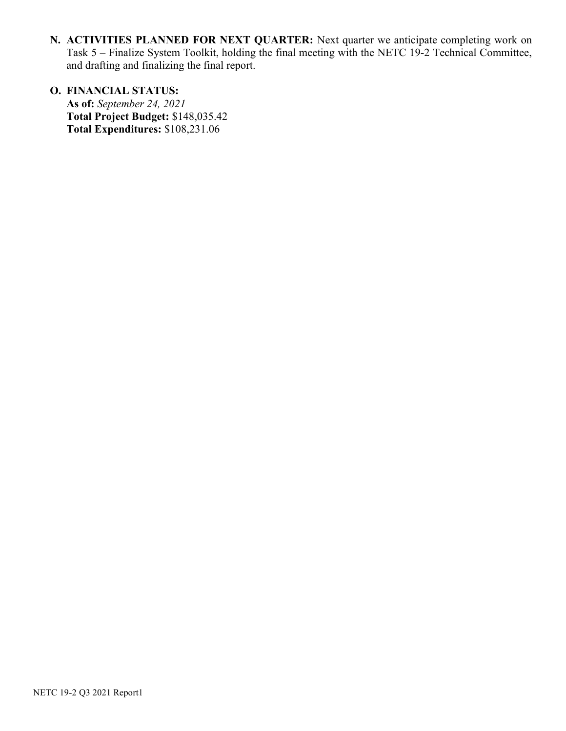**N. ACTIVITIES PLANNED FOR NEXT QUARTER:** Next quarter we anticipate completing work on Task 5 – Finalize System Toolkit, holding the final meeting with the NETC 19-2 Technical Committee, and drafting and finalizing the final report.

**O. FINANCIAL STATUS:**

**As of:** *September 24, 2021*
**Total Project Budget:** $148,035.42
**Total Expenditures:** $108,231.06